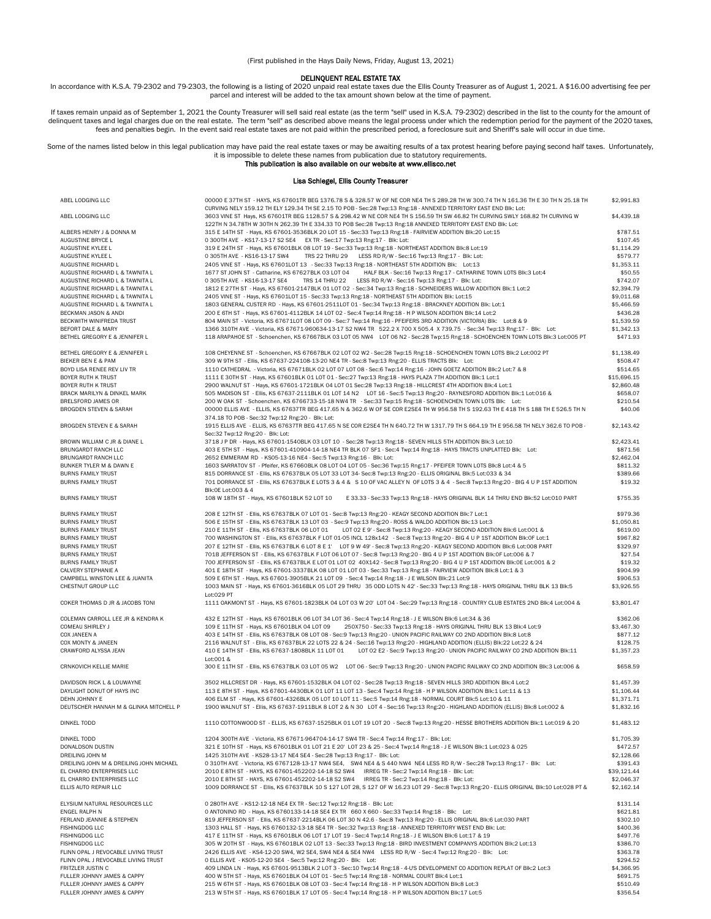(First published in the Hays Daily News, Friday, August 13, 2021)

## DELINQUENT REAL ESTATE TAX

In accordance with K.S.A. 79-2302 and 79-2303, the following is a listing of 2020 unpaid real estate taxes due the Ellis County Treasurer as of August 1, 2021. A $16.00 advertising fee per parcel and interest will be added to the tax amount shown below at the time of payment.

If taxes remain unpaid as of September 1, 2021 the County Treasurer will sell said real estate (as the term "sell" used in K.S.A. 79-2302) described in the list to the county for the amount of delinquent taxes and legal charges due on the real estate. The term "sell" as described above means the legal process under which the redemption period for the payment of the 2020 taxes, fees and penalties begin. In the event said real estate taxes are not paid within the prescribed period, a foreclosure suit and Sheriff's sale will occur in due time.

Some of the names listed below in this legal publication may have paid the real estate taxes or may be awaiting results of a tax protest hearing before paying second half taxes. Unfortunately, it is impossible to delete these names from publication due to statutory requirements.

**This publication is also available on our website at www.ellisco.net**

**Lisa Schlegel, Ellis County Treasurer**

| Name | Description | Amount |
|---|---|---|
| ABEL LODGING LLC | 00000 E 37TH ST - HAYS, KS 67601TR BEG 1376.78 S & 328.57 W OF NE COR NE4 TH S 289.28 TH W 300.74 TH N 161.36 TH E 30 TH N 25.18 TH CURVING NELY 159.12 TH ELY 129.34 TH SE 2.15 TO POB - Sec:28 Twp:13 Rng:18 - ANNEXED TERRITORY EAST END Blk: Lot: | $2,991.83 |
| ABEL LODGING LLC | 3603 VINE ST Hays, KS 67601TR BEG 1128.57 S & 298.42 W NE COR NE4 TH S 156.59 TH SW 46.82 TH CURVING SWLY 168.82 TH CURVING W 122TH N 34.78TH W 30TH N 262.39 TH E 334.33 TO POB Sec:28 Twp:13 Rng:18 ANNEXED TERRITORY EAST END Blk: Lot: | $4,439.18 |
| ALBERS HENRY J & DONNA M | 315 E 14TH ST - Hays, KS 67601-3536BLK 20 LOT 15 - Sec:33 Twp:13 Rng:18 - FAIRVIEW ADDITION Blk:20 Lot:15 | $787.51 |
| AUGUSTINE BRYCE L | 0 300TH AVE - KS17-13-17 S2 SE4 EX TR - Sec:17 Twp:13 Rng:17 - Blk: Lot: | $107.45 |
| AUGUSTINE KYLEE L | 319 E 24TH ST - Hays, KS 67601BLK 08 LOT 19 - Sec:33 Twp:13 Rng:18 - NORTHEAST ADDITION Blk:8 Lot:19 | $1,114.29 |
| AUGUSTINE KYLEE L | 0 305TH AVE - KS16-13-17 SW4 TRS 22 THRU 29 LESS RD R/W - Sec:16 Twp:13 Rng:17 - Blk: Lot: | $579.77 |
| AUGUSTINE RICHARD L | 2405 VINE ST - Hays, KS 67601LOT 13 - Sec:33 Twp:13 Rng:18 - NORTHEAST 5TH ADDITION Blk: Lot:13 | $1,353.11 |
| AUGUSTINE RICHARD L & TAWNITA L | 1677 ST JOHN ST - Catharine, KS 67627BLK 03 LOT 04 HALF BLK - Sec:16 Twp:13 Rng:17 - CATHARINE TOWN LOTS Blk:3 Lot:4 | $50.55 |
| AUGUSTINE RICHARD L & TAWNITA L | 0 305TH AVE - KS16-13-17 SE4 TRS 14 THRU 22 LESS RD R/W - Sec:16 Twp:13 Rng:17 - Blk: Lot: | $742.07 |
| AUGUSTINE RICHARD L & TAWNITA L | 1812 E 27TH ST - Hays, KS 67601-2147BLK 01 LOT 02 - Sec:34 Twp:13 Rng:18 - SCHNEIDERS WILLOW ADDITION Blk:1 Lot:2 | $2,394.79 |
| AUGUSTINE RICHARD L & TAWNITA L | 2405 VINE ST - Hays, KS 67601LOT 15 - Sec:33 Twp:13 Rng:18 - NORTHEAST 5TH ADDITION Blk: Lot:15 | $9,011.68 |
| AUGUSTINE RICHARD L & TAWNITA L | 1803 GENERAL CUSTER RD - Hays, KS 67601-2511LOT 01 - Sec:34 Twp:13 Rng:18 - BRACKNEY ADDITION Blk: Lot:1 | $5,466.59 |
| BECKMAN JASON & ANDI | 200 E 6TH ST - Hays, KS 67601-4112BLK 14 LOT 02 - Sec:4 Twp:14 Rng:18 - H P WILSON ADDITION Blk:14 Lot:2 | $436.28 |
| BECKWITH WINIFREDA TRUST | 804 MAIN ST - Victoria, KS 67671LOT 08 LOT 09 - Sec:7 Twp:14 Rng:16 - PFEIFERS 3RD ADDITION (VICTORIA) Blk: Lot:8 & 9 | $1,539.59 |
| BEFORT DALE & MARY | 1366 310TH AVE - Victoria, KS 67671-960634-13-17 S2 NW4 TR 522.2 X 700 X 505.4 X 739.75 - Sec:34 Twp:13 Rng:17 - Blk: Lot: | $1,342.13 |
| BETHEL GREGORY E & JENNIFER L | 118 ARAPAHOE ST - Schoenchen, KS 67667BLK 03 LOT 05 NW4 LOT 06 N2 - Sec:28 Twp:15 Rng:18 - SCHOENCHEN TOWN LOTS Blk:3 Lot:005 PT | $471.93 |
| BETHEL GREGORY E & JENNIFER L | 108 CHEYENNE ST - Schoenchen, KS 67667BLK 02 LOT 02 W2 - Sec:28 Twp:15 Rng:18 - SCHOENCHEN TOWN LOTS Blk:2 Lot:002 PT | $1,138.49 |
| BIEKER BEN E & PAM | 309 W 9TH ST - Ellis, KS 67637-224108-13-20 NE4 TR - Sec:8 Twp:13 Rng:20 - ELLIS TRACTS Blk: Lot: | $508.47 |
| BOYD LISA RENEE REV LIV TR | 1110 CATHEDRAL - Victoria, KS 67671BLK 02 LOT 07 LOT 08 - Sec:6 Twp:14 Rng:16 - JOHN GOETZ ADDITION Blk:2 Lot:7 & 8 | $514.65 |
| BOYER RUTH K TRUST | 1111 E 30TH ST - Hays, KS 67601BLK 01 LOT 01 - Sec:27 Twp:13 Rng:18 - HAYS PLAZA 7TH ADDITION Blk:1 Lot:1 | $15,696.15 |
| BOYER RUTH K TRUST | 2900 WALNUT ST - Hays, KS 67601-1721BLK 04 LOT 01 Sec:28 Twp:13 Rng:18 - HILLCREST 4TH ADDITION Blk:4 Lot:1 | $2,860.48 |
| BRACK MARILYN & DINKEL MARK | 505 MADISON ST - Ellis, KS 67637-2111BLK 01 LOT 14 N2 LOT 16 - Sec:5 Twp:13 Rng:20 - RAYNESFORD ADDITION Blk:1 Lot:016 & | $658.07 |
| BRELSFORD JAMES OR | 200 W OAK ST - Schoenchen, KS 6766733-15-18 NW4 TR - Sec:33 Twp:15 Rng:18 - SCHOENCHEN TOWN LOTS Blk: Lot: | $210.54 |
| BROGDEN STEVEN & SARAH | 00000 ELLIS AVE - ELLIS, KS 67637TR BEG 417.65 N & 362.6 W OF SE COR E2SE4 TH W 956.58 TH S 192.63 TH E 418 TH S 188 TH E 526.5 TH N 374.18 TO POB - Sec:32 Twp:12 Rng:20 - Blk: Lot: | $40.06 |
| BROGDEN STEVEN E & SARAH | 1915 ELLIS AVE - ELLIS, KS 67637TR BEG 417.65 N SE COR E2SE4 TH N 640.72 TH W 1317.79 TH S 664.19 TH E 956.58 TH NELY 362.6 TO POB - Sec:32 Twp:12 Rng:20 - Blk: Lot: | $2,143.42 |
| BROWN WILLIAM C JR & DIANE L | 3718 J P DR - Hays, KS 67601-1540BLK 03 LOT 10 - Sec:28 Twp:13 Rng:18 - SEVEN HILLS 5TH ADDITION Blk:3 Lot:10 | $2,423.41 |
| BRUNGARDT RANCH LLC | 403 E 5TH ST - Hays, KS 67601-410904-14-18 NE4 TR BLK 07 SF1 - Sec:4 Twp:14 Rng:18 - HAYS TRACTS UNPLATTED Blk: Lot: | $871.56 |
| BRUNGARDT RANCH LLC | 2652 EMMERAM RD - KS05-13-16 NE4 - Sec:5 Twp:13 Rng:16 - Blk: Lot: | $2,462.04 |
| BUNKER TYLER M & DAWN E | 1603 SARRATOV ST - Pfeifer, KS 67660BLK 08 LOT 04 LOT 05 - Sec:36 Twp:15 Rng:17 - PFEIFER TOWN LOTS Blk:8 Lot:4 & 5 | $811.32 |
| BURNS FAMILY TRUST | 815 DORRANCE ST - Ellis, KS 67637BLK 05 LOT 33 LOT 34- Sec:8 Twp:13 Rng:20 - ELLIS ORIGINAL Blk:5 Lot:033 & 34 | $389.66 |
| BURNS FAMILY TRUST | 701 DORRANCE ST - Ellis, KS 67637BLK E LOTS 3 & 4 & S 10 OF VAC ALLEY N OF LOTS 3 & 4 - Sec:8 Twp:13 Rng:20 - BIG 4 U P 1ST ADDITION Blk:0E Lot:003 & 4 | $19.32 |
| BURNS FAMILY TRUST | 108 W 18TH ST - Hays, KS 67601BLK 52 LOT 10 E 33.33 - Sec:33 Twp:13 Rng:18 - HAYS ORIGINAL BLK 14 THRU END Blk:52 Lot:010 PART | $755.35 |
| BURNS FAMILY TRUST | 208 E 12TH ST - Ellis, KS 67637BLK 07 LOT 01 - Sec:8 Twp:13 Rng:20 - KEAGY SECOND ADDITION Blk:7 Lot:1 | $979.36 |
| BURNS FAMILY TRUST | 506 E 15TH ST - Ellis, KS 67637BLK 13 LOT 03 - Sec:9 Twp:13 Rng:20 - ROSS & WALDO ADDITION Blk:13 Lot:3 | $1,050.81 |
| BURNS FAMILY TRUST | 210 E 11TH ST - Ellis, KS 67637BLK 06 LOT 01 LOT 02 E 9' - Sec:8 Twp:13 Rng:20 - KEAGY SECOND ADDITION Blk:6 Lot:001 & | $619.00 |
| BURNS FAMILY TRUST | 700 WASHINGTON ST - Ellis, KS 67637BLK F LOT 01-05 INCL 128x142 - Sec:8 Twp:13 Rng:20 - BIG 4 U P 1ST ADDITION Blk:0F Lot:1 | $967.82 |
| BURNS FAMILY TRUST | 207 E 12TH ST - Ellis, KS 67637BLK 6 LOT 8 E 1' LOT 9 W 49' - Sec:8 Twp:13 Rng:20 - KEAGY SECOND ADDITION Blk:6 Lot:008 PART | $329.97 |
| BURNS FAMILY TRUST | 701B JEFFERSON ST - Ellis, KS 67637BLK F LOT 06 LOT 07 - Sec:8 Twp:13 Rng:20 - BIG 4 U P 1ST ADDITION Blk:0F Lot:006 & 7 | $27.54 |
| BURNS FAMILY TRUST | 700 JEFFERSON ST - Ellis, KS 67637BLK E LOT 01 LOT 02 40X142 - Sec:8 Twp:13 Rng:20 - BIG 4 U P 1ST ADDITION Blk:0E Lot:001 & 2 | $19.32 |
| CALVERY STEPHANIE A | 401 E 18TH ST - Hays, KS 67601-3337BLK 08 LOT 01 LOT 03 - Sec:33 Twp:13 Rng:18 - FAIRVIEW ADDITION Blk:8 Lot:1 & 3 | $904.99 |
| CAMPBELL WINSTON LEE & JUANITA | 509 E 6TH ST - Hays, KS 67601-3905BLK 21 LOT 09 - Sec:4 Twp:14 Rng:18 - J E WILSON Blk:21 Lot:9 | $906.53 |
| CHESTNUT GROUP LLC | 1003 MAIN ST - Hays, KS 67601-3616BLK 05 LOT 29 THRU 35 ODD LOTS N 42' - Sec:33 Twp:13 Rng:18 - HAYS ORIGINAL THRU BLK 13 Blk:5 Lot:029 PT | $3,926.55 |
| COKER THOMAS D JR & JACOBS TONI | 1111 OAKMONT ST - Hays, KS 67601-1823BLK 04 LOT 03 W 20' LOT 04 - Sec:29 Twp:13 Rng:18 - COUNTRY CLUB ESTATES 2ND Blk:4 Lot:004 & | $3,801.47 |
| COLEMAN CARROLL LEE JR & KENDRA K | 432 E 12TH ST - Hays, KS 67601BLK 06 LOT 34 LOT 36 - Sec:4 Twp:14 Rng:18 - J E WILSON Blk:6 Lot:34 & 36 | $362.06 |
| COMEAU SHIRLEY J | 109 E 11TH ST - Hays, KS 67601BLK 04 LOT 09 250X750 - Sec:33 Twp:13 Rng:18 - HAYS ORIGINAL THRU BLK 13 Blk:4 Lot:9 | $3,467.30 |
| COX JANEEN A | 403 E 14TH ST - Ellis, KS 67637BLK 08 LOT 08 - Sec:9 Twp:13 Rng:20 - UNION PACIFIC RAILWAY CO 2ND ADDITION Blk:8 Lot:8 | $877.12 |
| COX MONTY & JANEEN | 2116 WALNUT ST - Ellis, KS 67637BLK 22 LOTS 22 & 24 - Sec:16 Twp:13 Rng:20 - HIGHLAND ADDITION (ELLIS) Blk:22 Lot:22 & 24 | $128.75 |
| CRAWFORD ALYSSA JEAN | 410 E 14TH ST - Ellis, KS 67637-1808BLK 11 LOT 01 LOT 02 E2 - Sec:9 Twp:13 Rng:20 - UNION PACIFIC RAILWAY CO 2ND ADDITION Blk:11 Lot:001 & | $1,357.23 |
| CRNKOVICH KELLIE MARIE | 300 E 11TH ST - Ellis, KS 67637BLK 03 LOT 05 W2 LOT 06 - Sec:9 Twp:13 Rng:20 - UNION PACIFIC RAILWAY CO 2ND ADDITION Blk:3 Lot:006 & | $658.59 |
| DAVIDSON RICK L & LOUWAYNE | 3502 HILLCREST DR - Hays, KS 67601-1532BLK 04 LOT 02 - Sec:28 Twp:13 Rng:18 - SEVEN HILLS 3RD ADDITION Blk:4 Lot:2 | $1,457.39 |
| DAYLIGHT DONUT OF HAYS INC | 113 E 8TH ST - Hays, KS 67601-4430BLK 01 LOT 11 LOT 13 - Sec:4 Twp:14 Rng:18 - H P WILSON ADDITION Blk:1 Lot:11 & 13 | $1,106.44 |
| DEHN JOHNNY E | 406 ELM ST - Hays, KS 67601-4326BLK 05 LOT 10 LOT 11 - Sec:5 Twp:14 Rng:18 - NORMAL COURT Blk:5 Lot:10 & 11 | $1,371.71 |
| DEUTSCHER HANNAH M & GLINKA MITCHELL P | 1900 WALNUT ST - Ellis, KS 67637-1911BLK 8 LOT 2 & N 30 LOT 4 - Sec:16 Twp:13 Rng:20 - HIGHLAND ADDITION (ELLIS) Blk:8 Lot:002 & | $1,832.16 |
| DINKEL TODD | 1110 COTTONWOOD ST - ELLIS, KS 67637-1525BLK 01 LOT 19 LOT 20 - Sec:8 Twp:13 Rng:20 - HESSE BROTHERS ADDITION Blk:1 Lot:019 & 20 | $1,483.12 |
| DINKEL TODD | 1204 300TH AVE - Victoria, KS 67671-964704-14-17 SW4 TR - Sec:4 Twp:14 Rng:17 - Blk: Lot: | $1,705.39 |
| DONALDSON DUSTIN | 321 E 10TH ST - Hays, KS 67601BLK 01 LOT 21 E 20' LOT 23 & 25 - Sec:4 Twp:14 Rng:18 - J E WILSON Blk:1 Lot:023 & 025 | $472.57 |
| DREILING JOHN M | 1425 310TH AVE - KS28-13-17 NE4 SE4 - Sec:28 Twp:13 Rng:17 - Blk: Lot: | $2,128.66 |
| DREILING JOHN M & DREILING JOHN MICHAEL | 0 310TH AVE - Victoria, KS 6767128-13-17 NW4 SE4, SW4 NE4 & S 440 NW4 NE4 LESS RD R/W - Sec:28 Twp:13 Rng:17 - Blk: Lot: | $391.43 |
| EL CHARRO ENTERPRISES LLC | 2010 E 8TH ST - HAYS, KS 67601-452202-14-18 S2 SW4 IRREG TR - Sec:2 Twp:14 Rng:18 - Blk: Lot: | $39,121.44 |
| EL CHARRO ENTERPRISES LLC | 2010 E 8TH ST - HAYS, KS 67601-452202-14-18 S2 SW4 IRREG TR - Sec:2 Twp:14 Rng:18 - Blk: Lot: | $2,046.37 |
| ELLIS AUTO REPAIR LLC | 1009 DORRANCE ST - Ellis, KS 67637BLK 10 S 127 LOT 28, S 127 OF W 16.23 LOT 29 - Sec:8 Twp:13 Rng:20 - ELLIS ORIGINAL Blk:10 Lot:028 PT & | $2,162.14 |
| ELYSIUM NATURAL RESOURCES LLC | 0 280TH AVE - KS12-12-18 NE4 EX TR - Sec:12 Twp:12 Rng:18 - Blk: Lot: | $131.14 |
| ENGEL RALPH N | 0 ANTONINO RD - Hays, KS 6760133-14-18 SE4 EX TR 660 X 660 - Sec:33 Twp:14 Rng:18 - Blk: Lot: | $621.81 |
| FERLAND JEANNIE & STEPHEN | 819 JEFFERSON ST - Ellis, KS 67637-2214BLK 06 LOT 30 N 42.6 - Sec:8 Twp:13 Rng:20 - ELLIS ORIGINAL Blk:6 Lot:030 PART | $302.10 |
| FISHINGDOG LLC | 1303 HALL ST - Hays, KS 6760132-13-18 SE4 TR - Sec:32 Twp:13 Rng:18 - ANNEXED TERRITORY WEST END Blk: Lot: | $400.36 |
| FISHINGDOG LLC | 417 E 11TH ST - Hays, KS 67601BLK 06 LOT 17 LOT 19 - Sec:4 Twp:14 Rng:18 - J E WILSON Blk:6 Lot:17 & 19 | $497.76 |
| FISHINGDOG LLC | 305 W 20TH ST - Hays, KS 67601BLK 02 LOT 13 - Sec:33 Twp:13 Rng:18 - BIRD INVESTMENT COMPANYS ADDITION Blk:2 Lot:13 | $386.70 |
| FLINN OPAL J REVOCABLE LIVING TRUST | 2426 ELLIS AVE - KS4-12-20 SW4, W2 SE4, SW4 NE4 & SE4 NW4 LESS RD R/W - Sec:4 Twp:12 Rng:20 - Blk: Lot: | $363.78 |
| FLINN OPAL J REVOCABLE LIVING TRUST | 0 ELLIS AVE - KS05-12-20 SE4 - Sec:5 Twp:12 Rng:20 - Blk: Lot: | $294.52 |
| FRITZLER JUSTIN C | 409 LINDA LN - Hays, KS 67601-9513BLK 2 LOT 3 - Sec:10 Twp:14 Rng:18 - 4-U'S DEVELOPMENT CO ADDITION REPLAT OF Blk:2 Lot:3 | $4,366.95 |
| FULLER JOHNNY JAMES & CAPPY | 400 W 5TH ST - Hays, KS 67601BLK 04 LOT 01 - Sec:5 Twp:14 Rng:18 - NORMAL COURT Blk:4 Lot:1 | $691.75 |
| FULLER JOHNNY JAMES & CAPPY | 215 W 6TH ST - Hays, KS 67601BLK 08 LOT 03 - Sec:4 Twp:14 Rng:18 - H P WILSON ADDITION Blk:8 Lot:3 | $510.49 |
| FULLER JOHNNY JAMES & CAPPY | 213 W 5TH ST - Hays, KS 67601BLK 17 LOT 05 - Sec:4 Twp:14 Rng:18 - H P WILSON ADDITION Blk:17 Lot:5 | $356.54 |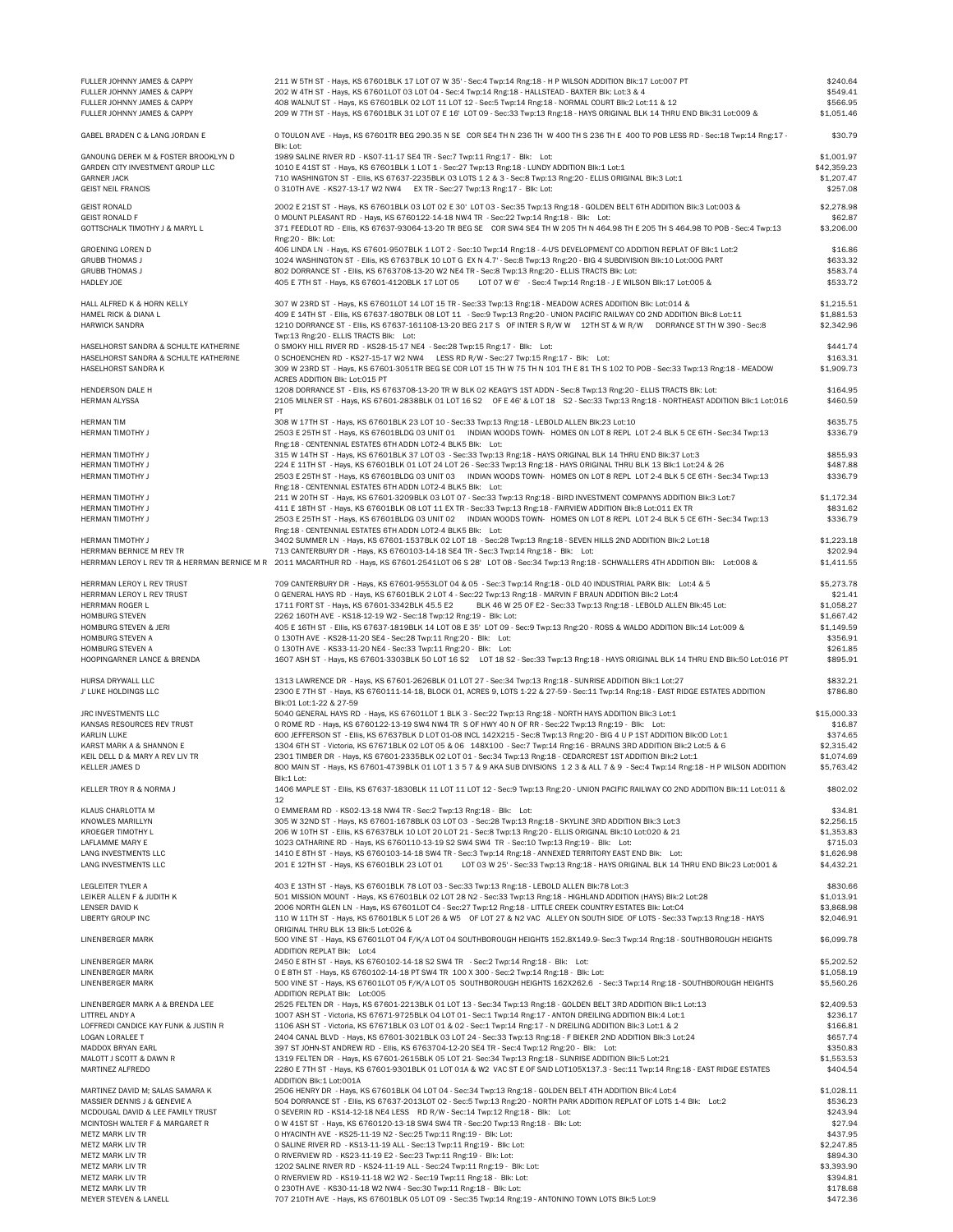| | | |
|---|---|---|
| FULLER JOHNNY JAMES & CAPPY | 211 W 5TH ST - Hays, KS 67601BLK 17 LOT 07 W 35' - Sec:4 Twp:14 Rng:18 - H P WILSON ADDITION Blk:17 Lot:007 PT | $240.64 |
| FULLER JOHNNY JAMES & CAPPY | 202 W 4TH ST - Hays, KS 67601LOT 03 LOT 04 - Sec:4 Twp:14 Rng:18 - HALLSTEAD - BAXTER Blk: Lot:3 & 4 | $549.41 |
| FULLER JOHNNY JAMES & CAPPY | 408 WALNUT ST - Hays, KS 67601BLK 02 LOT 11 LOT 12 - Sec:5 Twp:14 Rng:18 - NORMAL COURT Blk:2 Lot:11 & 12 | $566.95 |
| FULLER JOHNNY JAMES & CAPPY | 209 W 7TH ST - Hays, KS 67601BLK 31 LOT 07 E 16' LOT 09 - Sec:33 Twp:13 Rng:18 - HAYS ORIGINAL BLK 14 THRU END Blk:31 Lot:009 & | $1,051.46 |
| GABEL BRADEN C & LANG JORDAN E | 0 TOULON AVE - Hays, KS 67601TR BEG 290.35 N SE COR SE4 TH N 236 TH W 400 TH S 236 TH E 400 TO POB LESS RD - Sec:18 Twp:14 Rng:17 - Blk: Lot: | $30.79 |
| GANOUNG DEREK M & FOSTER BROOKLYN D | 1989 SALINE RIVER RD - KS07-11-17 SE4 TR - Sec:7 Twp:11 Rng:17 - Blk: Lot: | $1,001.97 |
| GARDEN CITY INVESTMENT GROUP LLC | 1010 E 41ST ST - Hays, KS 67601BLK 1 LOT 1 - Sec:27 Twp:13 Rng:18 - LUNDY ADDITION Blk:1 Lot:1 | $42,359.23 |
| GARNER JACK | 710 WASHINGTON ST - Ellis, KS 67637-2235BLK 03 LOTS 1 2 & 3 - Sec:8 Twp:13 Rng:20 - ELLIS ORIGINAL Blk:3 Lot:1 | $1,207.47 |
| GEIST NEIL FRANCIS | 0 310TH AVE - KS27-13-17 W2 NW4 EX TR - Sec:27 Twp:13 Rng:17 - Blk: Lot: | $257.08 |
| GEIST RONALD | 2002 E 21ST ST - Hays, KS 67601BLK 03 LOT 02 E 30' LOT 03 - Sec:35 Twp:13 Rng:18 - GOLDEN BELT 6TH ADDITION Blk:3 Lot:003 & | $2,278.98 |
| GEIST RONALD F | 0 MOUNT PLEASANT RD - Hays, KS 6760122-14-18 NW4 TR - Sec:22 Twp:14 Rng:18 - Blk: Lot: | $62.87 |
| GOTTSCHALK TIMOTHY J & MARYL L | 371 FEEDLOT RD - Ellis, KS 67637-93064-13-20 TR BEG SE COR SW4 SE4 TH W 205 TH N 464.98 TH E 205 TH S 464.98 TO POB - Sec:4 Twp:13 Rng:20 - Blk: Lot: | $3,206.00 |
| GROENING LOREN D | 406 LINDA LN - Hays, KS 67601-9507BLK 1 LOT 2 - Sec:10 Twp:14 Rng:18 - 4-U'S DEVELOPMENT CO ADDITION REPLAT OF Blk:1 Lot:2 | $16.86 |
| GRUBB THOMAS J | 1024 WASHINGTON ST - Ellis, KS 67637BLK 10 LOT G EX N 4.7' - Sec:8 Twp:13 Rng:20 - BIG 4 SUBDIVISION Blk:10 Lot:00G PART | $633.32 |
| GRUBB THOMAS J | 802 DORRANCE ST - Ellis, KS 6763708-13-20 W2 NE4 TR - Sec:8 Twp:13 Rng:20 - ELLIS TRACTS Blk: Lot: | $583.74 |
| HADLEY JOE | 405 E 7TH ST - Hays, KS 67601-4120BLK 17 LOT 05 LOT 07 W 6' - Sec:4 Twp:14 Rng:18 - J E WILSON Blk:17 Lot:005 & | $533.72 |
| HALL ALFRED K & HORN KELLY | 307 W 23RD ST - Hays, KS 67601LOT 14 LOT 15 TR - Sec:33 Twp:13 Rng:18 - MEADOW ACRES ADDITION Blk: Lot:014 & | $1,215.51 |
| HAMEL RICK & DIANA L | 409 E 14TH ST - Ellis, KS 67637-1807BLK 08 LOT 11 - Sec:9 Twp:13 Rng:20 - UNION PACIFIC RAILWAY CO 2ND ADDITION Blk:8 Lot:11 | $1,881.53 |
| HARWICK SANDRA | 1210 DORRANCE ST - Ellis, KS 67637-161108-13-20 BEG 217 S OF INTER S R/W W 12TH ST & W R/W DORRANCE ST TH W 390 - Sec:8 Twp:13 Rng:20 - ELLIS TRACTS Blk: Lot: | $2,342.96 |
| HASELHORST SANDRA & SCHULTE KATHERINE | 0 SMOKY HILL RIVER RD - KS28-15-17 NE4 - Sec:28 Twp:15 Rng:17 - Blk: Lot: | $441.74 |
| HASELHORST SANDRA & SCHULTE KATHERINE | 0 SCHOENCHEN RD - KS27-15-17 W2 NW4 LESS RD R/W - Sec:27 Twp:15 Rng:17 - Blk: Lot: | $163.31 |
| HASELHORST SANDRA K | 309 W 23RD ST - Hays, KS 67601-3051TR BEG SE COR LOT 15 TH W 75 TH N 101 TH E 81 TH S 102 TO POB - Sec:33 Twp:13 Rng:18 - MEADOW ACRES ADDITION Blk: Lot:015 PT | $1,909.73 |
| HENDERSON DALE H | 1208 DORRANCE ST - Ellis, KS 6763708-13-20 TR W BLK 02 KEAGY'S 1ST ADDN - Sec:8 Twp:13 Rng:20 - ELLIS TRACTS Blk: Lot: | $164.95 |
| HERMAN ALYSSA | 2105 MILNER ST - Hays, KS 67601-2838BLK 01 LOT 16 S2 OF E 46' & LOT 18 S2 - Sec:33 Twp:13 Rng:18 - NORTHEAST ADDITION Blk:1 Lot:016 PT | $460.59 |
| HERMAN TIM | 308 W 17TH ST - Hays, KS 67601BLK 23 LOT 10 - Sec:33 Twp:13 Rng:18 - LEBOLD ALLEN Blk:23 Lot:10 | $635.75 |
| HERMAN TIMOTHY J | 2503 E 25TH ST - Hays, KS 67601BLDG 03 UNIT 01 INDIAN WOODS TOWN- HOMES ON LOT 8 REPL LOT 2-4 BLK 5 CE 6TH - Sec:34 Twp:13 Rng:18 - CENTENNIAL ESTATES 6TH ADDN LOT2-4 BLK5 Blk: Lot: | $336.79 |
| HERMAN TIMOTHY J | 315 W 14TH ST - Hays, KS 67601BLK 37 LOT 03 - Sec:33 Twp:13 Rng:18 - HAYS ORIGINAL BLK 14 THRU END Blk:37 Lot:3 | $855.93 |
| HERMAN TIMOTHY J | 224 E 11TH ST - Hays, KS 67601BLK 01 LOT 24 LOT 26 - Sec:33 Twp:13 Rng:18 - HAYS ORIGINAL THRU BLK 13 Blk:1 Lot:24 & 26 | $487.88 |
| HERMAN TIMOTHY J | 2503 E 25TH ST - Hays, KS 67601BLDG 03 UNIT 03 INDIAN WOODS TOWN- HOMES ON LOT 8 REPL LOT 2-4 BLK 5 CE 6TH - Sec:34 Twp:13 Rng:18 - CENTENNIAL ESTATES 6TH ADDN LOT2-4 BLK5 Blk: Lot: | $336.79 |
| HERMAN TIMOTHY J | 211 W 20TH ST - Hays, KS 67601-3209BLK 03 LOT 07 - Sec:33 Twp:13 Rng:18 - BIRD INVESTMENT COMPANYS ADDITION Blk:3 Lot:7 | $1,172.34 |
| HERMAN TIMOTHY J | 411 E 18TH ST - Hays, KS 67601BLK 08 LOT 11 EX TR - Sec:33 Twp:13 Rng:18 - FAIRVIEW ADDITION Blk:8 Lot:011 EX TR | $831.62 |
| HERMAN TIMOTHY J | 2503 E 25TH ST - Hays, KS 67601BLDG 03 UNIT 02 INDIAN WOODS TOWN- HOMES ON LOT 8 REPL LOT 2-4 BLK 5 CE 6TH - Sec:34 Twp:13 Rng:18 - CENTENNIAL ESTATES 6TH ADDN LOT2-4 BLK5 Blk: Lot: | $336.79 |
| HERMAN TIMOTHY J | 3402 SUMMER LN - Hays, KS 67601-1537BLK 02 LOT 18 - Sec:28 Twp:13 Rng:18 - SEVEN HILLS 2ND ADDITION Blk:2 Lot:18 | $1,223.18 |
| HERRMAN BERNICE M REV TR | 713 CANTERBURY DR - Hays, KS 6760103-14-18 SE4 TR - Sec:3 Twp:14 Rng:18 - Blk: Lot: | $202.94 |
| HERRMAN LEROY L REV TR & HERRMAN BERNICE M R | 2011 MACARTHUR RD - Hays, KS 67601-2541LOT 06 S 28' LOT 08 - Sec:34 Twp:13 Rng:18 - SCHWALLERS 4TH ADDITION Blk: Lot:008 & | $1,411.55 |
| HERRMAN LEROY L REV TRUST | 709 CANTERBURY DR - Hays, KS 67601-9553LOT 04 & 05 - Sec:3 Twp:14 Rng:18 - OLD 40 INDUSTRIAL PARK Blk: Lot:4 & 5 | $5,273.78 |
| HERRMAN LEROY L REV TRUST | 0 GENERAL HAYS RD - Hays, KS 67601BLK 2 LOT 4 - Sec:22 Twp:13 Rng:18 - MARVIN F BRAUN ADDITION Blk:2 Lot:4 | $21.41 |
| HERRMAN ROGER L | 1711 FORT ST - Hays, KS 67601-3342BLK 45.5 E2 BLK 46 W 25 OF E2 - Sec:33 Twp:13 Rng:18 - LEBOLD ALLEN Blk:45 Lot: | $1,058.27 |
| HOMBURG STEVEN | 2262 160TH AVE - KS18-12-19 W2 - Sec:18 Twp:12 Rng:19 - Blk: Lot: | $1,667.42 |
| HOMBURG STEVEN & JERI | 405 E 16TH ST - Ellis, KS 67637-1819BLK 14 LOT 08 E 35' LOT 09 - Sec:9 Twp:13 Rng:20 - ROSS & WALDO ADDITION Blk:14 Lot:009 & | $1,149.59 |
| HOMBURG STEVEN A | 0 130TH AVE - KS28-11-20 SE4 - Sec:28 Twp:11 Rng:20 - Blk: Lot: | $356.91 |
| HOMBURG STEVEN A | 0 130TH AVE - KS33-11-20 NE4 - Sec:33 Twp:11 Rng:20 - Blk: Lot: | $261.85 |
| HOOPINGARNER LANCE & BRENDA | 1607 ASH ST - Hays, KS 67601-3303BLK 50 LOT 16 S2 LOT 18 S2 - Sec:33 Twp:13 Rng:18 - HAYS ORIGINAL BLK 14 THRU END Blk:50 Lot:016 PT | $895.91 |
| HURSA DRYWALL LLC | 1313 LAWRENCE DR - Hays, KS 67601-2626BLK 01 LOT 27 - Sec:34 Twp:13 Rng:18 - SUNRISE ADDITION Blk:1 Lot:27 | $832.21 |
| J' LUKE HOLDINGS LLC | 2300 E 7TH ST - Hays, KS 6760111-14-18, BLOCK 01, ACRES 9, LOTS 1-22 & 27-59 - Sec:11 Twp:14 Rng:18 - EAST RIDGE ESTATES ADDITION Blk:01 Lot:1-22 & 27-59 | $786.80 |
| JRC INVESTMENTS LLC | 5040 GENERAL HAYS RD - Hays, KS 67601LOT 1 BLK 3 - Sec:22 Twp:13 Rng:18 - NORTH HAYS ADDITION Blk:3 Lot:1 | $15,000.33 |
| KANSAS RESOURCES REV TRUST | 0 ROME RD - Hays, KS 6760122-13-19 SW4 NW4 TR S OF HWY 40 N OF RR - Sec:22 Twp:13 Rng:19 - Blk: Lot: | $16.87 |
| KARLIN LUKE | 600 JEFFERSON ST - Ellis, KS 67637BLK D LOT 01-08 INCL 142X215 - Sec:8 Twp:13 Rng:20 - BIG 4 U P 1ST ADDITION Blk:0D Lot:1 | $374.65 |
| KARST MARK A & SHANNON E | 1304 6TH ST - Victoria, KS 67671BLK 02 LOT 05 & 06 148X100 - Sec:7 Twp:14 Rng:16 - BRAUNS 3RD ADDITION Blk:2 Lot:5 & 6 | $2,315.42 |
| KEIL DELL D & MARY A REV LIV TR | 2301 TIMBER DR - Hays, KS 67601-2335BLK 02 LOT 01 - Sec:34 Twp:13 Rng:18 - CEDARCREST 1ST ADDITION Blk:2 Lot:1 | $1,074.69 |
| KELLER JAMES D | 800 MAIN ST - Hays, KS 67601-4739BLK 01 LOT 1 3 5 7 & 9 AKA SUB DIVISIONS 1 2 3 & ALL 7 & 9 - Sec:4 Twp:14 Rng:18 - H P WILSON ADDITION Blk:1 Lot: | $5,763.42 |
| KELLER TROY R & NORMA J | 1406 MAPLE ST - Ellis, KS 67637-1830BLK 11 LOT 11 LOT 12 - Sec:9 Twp:13 Rng:20 - UNION PACIFIC RAILWAY CO 2ND ADDITION Blk:11 Lot:011 & 12 | $802.02 |
| KLAUS CHARLOTTA M | 0 EMMERAM RD - KS02-13-18 NW4 TR - Sec:2 Twp:13 Rng:18 - Blk: Lot: | $34.81 |
| KNOWLES MARILLYN | 305 W 32ND ST - Hays, KS 67601-1678BLK 03 LOT 03 - Sec:28 Twp:13 Rng:18 - SKYLINE 3RD ADDITION Blk:3 Lot:3 | $2,256.15 |
| KROEGER TIMOTHY L | 206 W 10TH ST - Ellis, KS 67637BLK 10 LOT 20 LOT 21 - Sec:8 Twp:13 Rng:20 - ELLIS ORIGINAL Blk:10 Lot:020 & 21 | $1,353.83 |
| LAFLAMME MARY E | 1023 CATHARINE RD - Hays, KS 6760110-13-19 S2 SW4 SW4 TR - Sec:10 Twp:13 Rng:19 - Blk: Lot: | $715.03 |
| LANG INVESTMENTS LLC | 1410 E 8TH ST - Hays, KS 6760103-14-18 SW4 TR - Sec:3 Twp:14 Rng:18 - ANNEXED TERRITORY EAST END Blk: Lot: | $1,626.98 |
| LANG INVESTMENTS LLC | 201 E 12TH ST - Hays, KS 67601BLK 23 LOT 01 LOT 03 W 25' - Sec:33 Twp:13 Rng:18 - HAYS ORIGINAL BLK 14 THRU END Blk:23 Lot:001 & | $4,432.21 |
| LEGLEITER TYLER A | 403 E 13TH ST - Hays, KS 67601BLK 78 LOT 03 - Sec:33 Twp:13 Rng:18 - LEBOLD ALLEN Blk:78 Lot:3 | $830.66 |
| LEIKER ALLEN F & JUDITH K | 501 MISSION MOUNT - Hays, KS 67601BLK 02 LOT 28 N2 - Sec:33 Twp:13 Rng:18 - HIGHLAND ADDITION (HAYS) Blk:2 Lot:28 | $1,013.91 |
| LENSER DAVID K | 2006 NORTH GLEN LN - Hays, KS 67601LOT C4 - Sec:27 Twp:12 Rng:18 - LITTLE CREEK COUNTRY ESTATES Blk: Lot:C4 | $3,868.98 |
| LIBERTY GROUP INC | 110 W 11TH ST - Hays, KS 67601BLK 5 LOT 26 & W5 OF LOT 27 & N2 VAC ALLEY ON SOUTH SIDE OF LOTS - Sec:33 Twp:13 Rng:18 - HAYS ORIGINAL THRU BLK 13 Blk:5 Lot:026 & | $2,046.91 |
| LINENBERGER MARK | 500 VINE ST - Hays, KS 67601LOT 04 F/K/A LOT 04 SOUTHBOROUGH HEIGHTS 152.8X149.9- Sec:3 Twp:14 Rng:18 - SOUTHBOROUGH HEIGHTS ADDITION REPLAT Blk: Lot:4 | $6,099.78 |
| LINENBERGER MARK | 2450 E 8TH ST - Hays, KS 6760102-14-18 S2 SW4 TR - Sec:2 Twp:14 Rng:18 - Blk: Lot: | $5,202.52 |
| LINENBERGER MARK | 0 E 8TH ST - Hays, KS 6760102-14-18 PT SW4 TR 100 X 300 - Sec:2 Twp:14 Rng:18 - Blk: Lot: | $1,058.19 |
| LINENBERGER MARK | 500 VINE ST - Hays, KS 67601LOT 05 F/K/A LOT 05 SOUTHBOROUGH HEIGHTS 162X262.6 - Sec:3 Twp:14 Rng:18 - SOUTHBOROUGH HEIGHTS ADDITION REPLAT Blk: Lot:005 | $5,560.26 |
| LINENBERGER MARK A & BRENDA LEE | 2525 FELTEN DR - Hays, KS 67601-2213BLK 01 LOT 13 - Sec:34 Twp:13 Rng:18 - GOLDEN BELT 3RD ADDITION Blk:1 Lot:13 | $2,409.53 |
| LITTREL ANDY A | 1007 ASH ST - Victoria, KS 67671-9725BLK 04 LOT 01 - Sec:1 Twp:14 Rng:17 - ANTON DREILING ADDITION Blk:4 Lot:1 | $236.17 |
| LOFFREDI CANDICE KAY FUNK & JUSTIN R | 1106 ASH ST - Victoria, KS 67671BLK 03 LOT 01 & 02 - Sec:1 Twp:14 Rng:17 - N DREILING ADDITION Blk:3 Lot:1 & 2 | $166.81 |
| LOGAN LORALEE T | 2404 CANAL BLVD - Hays, KS 67601-3021BLK 03 LOT 24 - Sec:33 Twp:13 Rng:18 - F BIEKER 2ND ADDITION Blk:3 Lot:24 | $657.74 |
| MADDOX BRYAN EARL | 397 ST JOHN-ST ANDREW RD - Ellis, KS 6763704-12-20 SE4 TR - Sec:4 Twp:12 Rng:20 - Blk: Lot: | $350.83 |
| MALOTT J SCOTT & DAWN R | 1319 FELTEN DR - Hays, KS 67601-2615BLK 05 LOT 21- Sec:34 Twp:13 Rng:18 - SUNRISE ADDITION Blk:5 Lot:21 | $1,553.53 |
| MARTINEZ ALFREDO | 2280 E 7TH ST - Hays, KS 67601-9301BLK 01 LOT 01A & W2 VAC ST E OF SAID LOT105X137.3 - Sec:11 Twp:14 Rng:18 - EAST RIDGE ESTATES ADDITION Blk:1 Lot:001A | $404.54 |
| MARTINEZ DAVID M; SALAS SAMARA K | 2506 HENRY DR - Hays, KS 67601BLK 04 LOT 04 - Sec:34 Twp:13 Rng:18 - GOLDEN BELT 4TH ADDITION Blk:4 Lot:4 | $1,028.11 |
| MASSIER DENNIS J & GENEVIE A | 504 DORRANCE ST - Ellis, KS 67637-2013LOT 02 - Sec:5 Twp:13 Rng:20 - NORTH PARK ADDITION REPLAT OF LOTS 1-4 Blk: Lot:2 | $536.23 |
| MCDOUGAL DAVID & LEE FAMILY TRUST | 0 SEVERIN RD - KS14-12-18 NE4 LESS RD R/W - Sec:14 Twp:12 Rng:18 - Blk: Lot: | $243.94 |
| MCINTOSH WALTER F & MARGARET R | 0 W 41ST ST - Hays, KS 6760120-13-18 SW4 SW4 TR - Sec:20 Twp:13 Rng:18 - Blk: Lot: | $27.94 |
| METZ MARK LIV TR | 0 HYACINTH AVE - KS25-11-19 N2 - Sec:25 Twp:11 Rng:19 - Blk: Lot: | $437.95 |
| METZ MARK LIV TR | 0 SALINE RIVER RD - KS13-11-19 ALL - Sec:13 Twp:11 Rng:19 - Blk: Lot: | $2,247.85 |
| METZ MARK LIV TR | 0 RIVERVIEW RD - KS23-11-19 E2 - Sec:23 Twp:11 Rng:19 - Blk: Lot: | $894.30 |
| METZ MARK LIV TR | 1202 SALINE RIVER RD - KS24-11-19 ALL - Sec:24 Twp:11 Rng:19 - Blk: Lot: | $3,393.90 |
| METZ MARK LIV TR | 0 RIVERVIEW RD - KS19-11-18 W2 W2 - Sec:19 Twp:11 Rng:18 - Blk: Lot: | $394.81 |
| METZ MARK LIV TR | 0 230TH AVE - KS30-11-18 W2 NW4 - Sec:30 Twp:11 Rng:18 - Blk: Lot: | $178.68 |
| MEYER STEVEN & LANELL | 707 210TH AVE - Hays, KS 67601BLK 05 LOT 09 - Sec:35 Twp:14 Rng:19 - ANTONINO TOWN LOTS Blk:5 Lot:9 | $472.36 |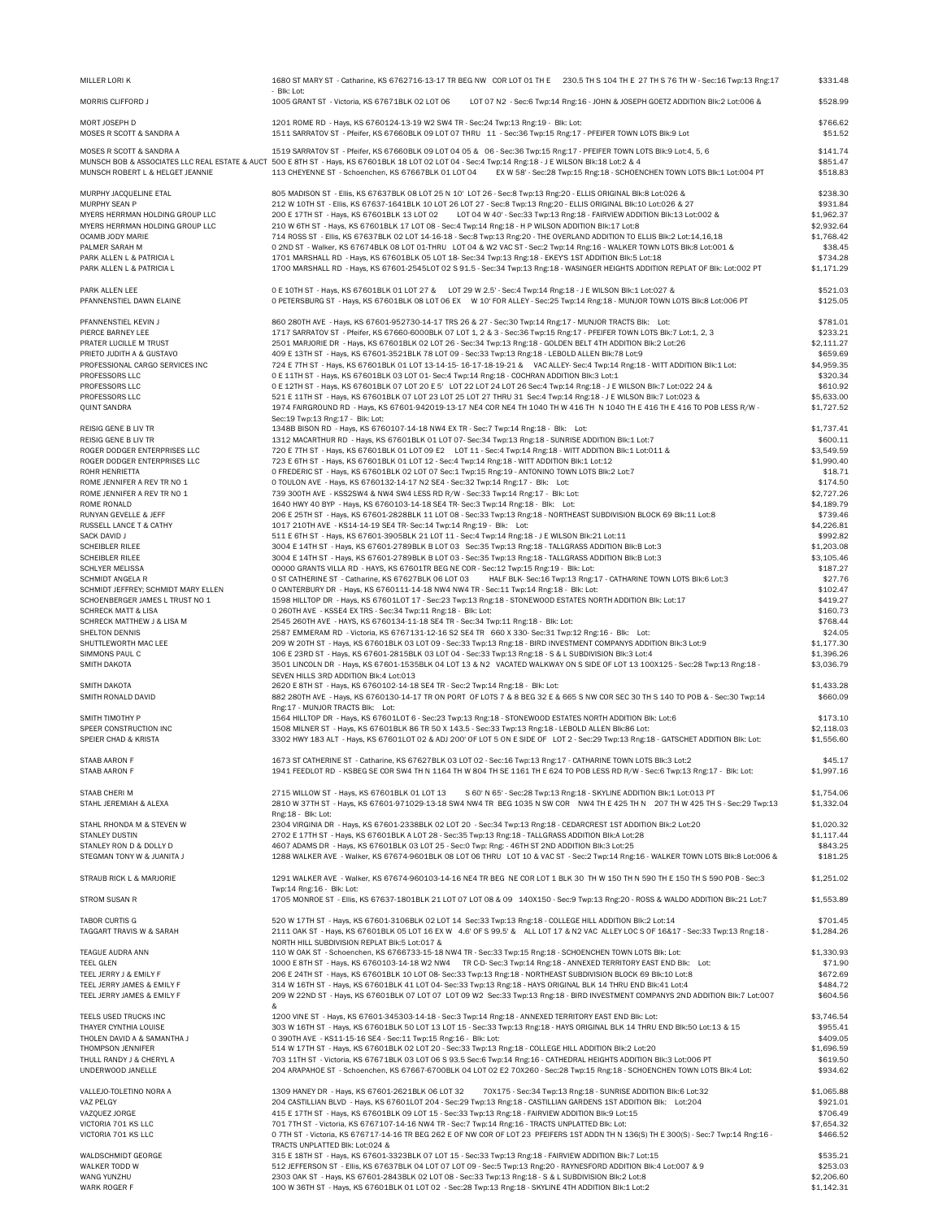| | | |
|---|---|---|
| MILLER LORI K | 1680 ST MARY ST - Catharine, KS 6762716-13-17 TR BEG NW COR LOT 01 TH E 230.5 TH S 104 TH E 27 TH S 76 TH W - Sec:16 Twp:13 Rng:17 - Blk: Lot: | $331.48 |
| MORRIS CLIFFORD J | 1005 GRANT ST - Victoria, KS 67671BLK 02 LOT 06 LOT 07 N2 - Sec:6 Twp:14 Rng:16 - JOHN & JOSEPH GOETZ ADDITION Blk:2 Lot:006 & | $528.99 |
| MORT JOSEPH D | 1201 ROME RD - Hays, KS 6760124-13-19 W2 SW4 TR - Sec:24 Twp:13 Rng:19 - Blk: Lot: | $766.62 |
| MOSES R SCOTT & SANDRA A | 1511 SARRATOV ST - Pfeifer, KS 67660BLK 09 LOT 07 THRU 11 - Sec:36 Twp:15 Rng:17 - PFEIFER TOWN LOTS Blk:9 Lot | $51.52 |
| MOSES R SCOTT & SANDRA A | 1519 SARRATOV ST - Pfeifer, KS 67660BLK 09 LOT 04 05 & 06 - Sec:36 Twp:15 Rng:17 - PFEIFER TOWN LOTS Blk:9 Lot:4, 5, 6 | $141.74 |
| MUNSCH BOB & ASSOCIATES LLC REAL ESTATE & AUCT | 500 E 8TH ST - Hays, KS 67601BLK 18 LOT 02 LOT 04 - Sec:4 Twp:14 Rng:18 - J E WILSON Blk:18 Lot:2 & 4 | $851.47 |
| MUNSCH ROBERT L & HELGET JEANNIE | 113 CHEYENNE ST - Schoenchen, KS 67667BLK 01 LOT 04 EX W 58' - Sec:28 Twp:15 Rng:18 - SCHOENCHEN TOWN LOTS Blk:1 Lot:004 PT | $518.83 |
| MURPHY JACQUELINE ETAL | 805 MADISON ST - Ellis, KS 67637BLK 08 LOT 25 N 10' LOT 26 - Sec:8 Twp:13 Rng:20 - ELLIS ORIGINAL Blk:8 Lot:026 & | $238.30 |
| MURPHY SEAN P | 212 W 10TH ST - Ellis, KS 67637-1641BLK 10 LOT 26 LOT 27 - Sec:8 Twp:13 Rng:20 - ELLIS ORIGINAL Blk:10 Lot:026 & 27 | $931.84 |
| MYERS HERRMAN HOLDING GROUP LLC | 200 E 17TH ST - Hays, KS 67601BLK 13 LOT 02 LOT 04 W 40' - Sec:33 Twp:13 Rng:18 - FAIRVIEW ADDITION Blk:13 Lot:002 & | $1,962.37 |
| MYERS HERRMAN HOLDING GROUP LLC | 210 W 6TH ST - Hays, KS 67601BLK 17 LOT 08 - Sec:4 Twp:14 Rng:18 - H P WILSON ADDITION Blk:17 Lot:8 | $2,932.64 |
| OCAMB JODY MARIE | 714 ROSS ST - Ellis, KS 67637BLK 02 LOT 14-16-18 - Sec:8 Twp:13 Rng:20 - THE OVERLAND ADDITION TO ELLIS Blk:2 Lot:14,16,18 | $1,768.42 |
| PALMER SARAH M | 0 2ND ST - Walker, KS 67674BLK 08 LOT 01-THRU LOT 04 & W2 VAC ST - Sec:2 Twp:14 Rng:16 - WALKER TOWN LOTS Blk:8 Lot:001 & | $38.45 |
| PARK ALLEN L & PATRICIA L | 1701 MARSHALL RD - Hays, KS 67601BLK 05 LOT 18- Sec:34 Twp:13 Rng:18 - EKEY'S 1ST ADDITION Blk:5 Lot:18 | $734.28 |
| PARK ALLEN L & PATRICIA L | 1700 MARSHALL RD - Hays, KS 67601-2545LOT 02 S 91.5 - Sec:34 Twp:13 Rng:18 - WASINGER HEIGHTS ADDITION REPLAT OF Blk: Lot:002 PT | $1,171.29 |
| PARK ALLEN LEE | 0 E 10TH ST - Hays, KS 67601BLK 01 LOT 27 & LOT 29 W 2.5' - Sec:4 Twp:14 Rng:18 - J E WILSON Blk:1 Lot:027 & | $521.03 |
| PFANNENSTIEL DAWN ELAINE | 0 PETERSBURG ST - Hays, KS 67601BLK 08 LOT 06 EX W 10' FOR ALLEY - Sec:25 Twp:14 Rng:18 - MUNJOR TOWN LOTS Blk:8 Lot:006 PT | $125.05 |
| PFANNENSTIEL KEVIN J | 860 280TH AVE - Hays, KS 67601-952730-14-17 TRS 26 & 27 - Sec:30 Twp:14 Rng:17 - MUNJOR TRACTS Blk: Lot: | $781.01 |
| PIERCE BARNEY LEE | 1717 SARRATOV ST - Pfeifer, KS 67660-6000BLK 07 LOT 1, 2 & 3 - Sec:36 Twp:15 Rng:17 - PFEIFER TOWN LOTS Blk:7 Lot:1, 2, 3 | $233.21 |
| PRATER LUCILLE M TRUST | 2501 MARJORIE DR - Hays, KS 67601BLK 02 LOT 26 - Sec:34 Twp:13 Rng:18 - GOLDEN BELT 4TH ADDITION Blk:2 Lot:26 | $2,111.27 |
| PRIETO JUDITH A & GUSTAVO | 409 E 13TH ST - Hays, KS 67601-3521BLK 78 LOT 09 - Sec:33 Twp:13 Rng:18 - LEBOLD ALLEN Blk:78 Lot:9 | $659.69 |
| PROFESSIONAL CARGO SERVICES INC | 724 E 7TH ST - Hays, KS 67601BLK 01 LOT 13-14-15- 16-17-18-19-21 & VAC ALLEY- Sec:4 Twp:14 Rng:18 - WITT ADDITION Blk:1 Lot: | $4,959.35 |
| PROFESSORS LLC | 0 E 11TH ST - Hays, KS 67601BLK 03 LOT 01- Sec:4 Twp:14 Rng:18 - COCHRAN ADDITION Blk:3 Lot:1 | $320.34 |
| PROFESSORS LLC | 0 E 12TH ST - Hays, KS 67601BLK 07 LOT 20 E 5' LOT 22 LOT 24 LOT 26 Sec:4 Twp:14 Rng:18 - J E WILSON Blk:7 Lot:022 & 24 & | $610.92 |
| PROFESSORS LLC | 521 E 11TH ST - Hays, KS 67601BLK 07 LOT 23 LOT 25 LOT 27 THRU 31 Sec:4 Twp:14 Rng:18 - J E WILSON Blk:7 Lot:023 & | $5,633.00 |
| QUINT SANDRA | 1974 FAIRGROUND RD - Hays, KS 67601-942019-13-17 NE4 COR NE4 TH 1040 TH W 416 TH N 1040 TH E 416 TH E 416 TO POB LESS R/W - Sec:19 Twp:13 Rng:17 - Blk: Lot: | $1,727.52 |
| REISIG GENE B LIV TR | 1348B BISON RD - Hays, KS 6760107-14-18 NW4 EX TR - Sec:7 Twp:14 Rng:18 - Blk: Lot: | $1,737.41 |
| REISIG GENE B LIV TR | 1312 MACARTHUR RD - Hays, KS 67601BLK 01 LOT 07- Sec:34 Twp:13 Rng:18 - SUNRISE ADDITION Blk:1 Lot:7 | $600.11 |
| ROGER DODGER ENTERPRISES LLC | 720 E 7TH ST - Hays, KS 67601BLK 01 LOT 09 E2 LOT 11 - Sec:4 Twp:14 Rng:18 - WITT ADDITION Blk:1 Lot:011 & | $3,549.59 |
| ROGER DODGER ENTERPRISES LLC | 723 E 6TH ST - Hays, KS 67601BLK 01 LOT 12 - Sec:4 Twp:14 Rng:18 - WITT ADDITION Blk:1 Lot:12 | $1,990.40 |
| ROHR HENRIETTA | 0 FREDERIC ST - Hays, KS 67601BLK 02 LOT 07 Sec:1 Twp:15 Rng:19 - ANTONINO TOWN LOTS Blk:2 Lot:7 | $18.71 |
| ROME JENNIFER A REV TR NO 1 | 0 TOULON AVE - Hays, KS 6760132-14-17 N2 SE4 - Sec:32 Twp:14 Rng:17 - Blk: Lot: | $174.50 |
| ROME JENNIFER A REV TR NO 1 | 739 300TH AVE - KSS2SW4 & NW4 SW4 LESS RD R/W - Sec:33 Twp:14 Rng:17 - Blk: Lot: | $2,727.26 |
| ROME RONALD | 1640 HWY 40 BYP - Hays, KS 6760103-14-18 SE4 TR- Sec:3 Twp:14 Rng:18 - Blk: Lot: | $4,189.79 |
| RUNYAN GEVELLE & JEFF | 206 E 25TH ST - Hays, KS 67601-2828BLK 11 LOT 08 - Sec:33 Twp:13 Rng:18 - NORTHEAST SUBDIVISION BLOCK 69 Blk:11 Lot:8 | $739.46 |
| RUSSELL LANCE T & CATHY | 1017 210TH AVE - KS14-14-19 SE4 TR- Sec:14 Twp:14 Rng:19 - Blk: Lot: | $4,226.81 |
| SACK DAVID J | 511 E 6TH ST - Hays, KS 67601-3905BLK 21 LOT 11 - Sec:4 Twp:14 Rng:18 - J E WILSON Blk:21 Lot:11 | $992.82 |
| SCHEIBLER RILEE | 3004 E 14TH ST - Hays, KS 67601-2789BLK B LOT 03 Sec:35 Twp:13 Rng:18 - TALLGRASS ADDITION Blk:B Lot:3 | $1,203.08 |
| SCHEIBLER RILEE | 3004 E 14TH ST - Hays, KS 67601-2789BLK B LOT 03 - Sec:35 Twp:13 Rng:18 - TALLGRASS ADDITION Blk:B Lot:3 | $3,105.46 |
| SCHLYER MELISSA | 00000 GRANTS VILLA RD - HAYS, KS 67601TR BEG NE COR - Sec:12 Twp:15 Rng:19 - Blk: Lot: | $187.27 |
| SCHMIDT ANGELA R | 0 ST CATHERINE ST - Catharine, KS 67627BLK 06 LOT 03 HALF BLK- Sec:16 Twp:13 Rng:17 - CATHARINE TOWN LOTS Blk:6 Lot:3 | $27.76 |
| SCHMIDT JEFFREY; SCHMIDT MARY ELLEN | 0 CANTERBURY DR - Hays, KS 6760111-14-18 NW4 NW4 TR - Sec:11 Twp:14 Rng:18 - Blk: Lot: | $102.47 |
| SCHOENBERGER JAMES L TRUST NO 1 | 1598 HILLTOP DR - Hays, KS 67601LOT 17 - Sec:23 Twp:13 Rng:18 - STONEWOOD ESTATES NORTH ADDITION Blk: Lot:17 | $419.27 |
| SCHRECK MATT & LISA | 0 260TH AVE - KSSE4 EX TRS - Sec:34 Twp:11 Rng:18 - Blk: Lot: | $160.73 |
| SCHRECK MATTHEW J & LISA M | 2545 260TH AVE - HAYS, KS 6760134-11-18 SE4 TR - Sec:34 Twp:11 Rng:18 - Blk: Lot: | $768.44 |
| SHELTON DENNIS | 2587 EMMERAM RD - Victoria, KS 6767131-12-16 S2 SE4 TR 660 X 330- Sec:31 Twp:12 Rng:16 - Blk: Lot: | $24.05 |
| SHUTTLEWORTH MAC LEE | 209 W 20TH ST - Hays, KS 67601BLK 03 LOT 09 - Sec:33 Twp:13 Rng:18 - BIRD INVESTMENT COMPANYS ADDITION Blk:3 Lot:9 | $1,177.30 |
| SIMMONS PAUL C | 106 E 23RD ST - Hays, KS 67601-2815BLK 03 LOT 04 - Sec:33 Twp:13 Rng:18 - S & L SUBDIVISION Blk:3 Lot:4 | $1,396.26 |
| SMITH DAKOTA | 3501 LINCOLN DR - Hays, KS 67601-1535BLK 04 LOT 13 & N2 VACATED WALKWAY ON S SIDE OF LOT 13 100X125 - Sec:28 Twp:13 Rng:18 - SEVEN HILLS 3RD ADDITION Blk:4 Lot:013 | $3,036.79 |
| SMITH DAKOTA | 2620 E 8TH ST - Hays, KS 6760102-14-18 SE4 TR - Sec:2 Twp:14 Rng:18 - Blk: Lot: | $1,433.28 |
| SMITH RONALD DAVID | 882 280TH AVE - Hays, KS 6760130-14-17 TR ON PORT OF LOTS 7 & 8 BEG 32 E & 665 S NW COR SEC 30 TH S 140 TO POB & - Sec:30 Twp:14 Rng:17 - MUNJOR TRACTS Blk: Lot: | $660.09 |
| SMITH TIMOTHY P | 1564 HILLTOP DR - Hays, KS 67601LOT 6 - Sec:23 Twp:13 Rng:18 - STONEWOOD ESTATES NORTH ADDITION Blk: Lot:6 | $173.10 |
| SPEER CONSTRUCTION INC | 1508 MILNER ST - Hays, KS 67601BLK 86 TR 50 X 143.5 - Sec:33 Twp:13 Rng:18 - LEBOLD ALLEN Blk:86 Lot: | $2,118.03 |
| SPEIER CHAD & KRISTA | 3302 HWY 183 ALT - Hays, KS 67601LOT 02 & ADJ 200' OF LOT 5 ON E SIDE OF LOT 2 - Sec:29 Twp:13 Rng:18 - GATSCHET ADDITION Blk: Lot: | $1,556.60 |
| STAAB AARON F | 1673 ST CATHERINE ST - Catharine, KS 67627BLK 03 LOT 02 - Sec:16 Twp:13 Rng:17 - CATHARINE TOWN LOTS Blk:3 Lot:2 | $45.17 |
| STAAB AARON F | 1941 FEEDLOT RD - KSBEG SE COR SW4 TH N 1164 TH W 804 TH SE 1161 TH E 624 TO POB LESS RD R/W - Sec:6 Twp:13 Rng:17 - Blk: Lot: | $1,997.16 |
| STAAB CHERI M | 2715 WILLOW ST - Hays, KS 67601BLK 01 LOT 13 S 60' N 65' - Sec:28 Twp:13 Rng:18 - SKYLINE ADDITION Blk:1 Lot:013 PT | $1,754.06 |
| STAHL JEREMIAH & ALEXA | 2810 W 37TH ST - Hays, KS 67601-971029-13-18 SW4 NW4 TR BEG 1035 N SW COR NW4 TH E 425 TH N 207 TH W 425 TH S - Sec:29 Twp:13 Rng:18 - Blk: Lot: | $1,332.04 |
| STAHL RHONDA M & STEVEN W | 2304 VIRGINIA DR - Hays, KS 67601-2338BLK 02 LOT 20 - Sec:34 Twp:13 Rng:18 - CEDARCREST 1ST ADDITION Blk:2 Lot:20 | $1,020.32 |
| STANLEY DUSTIN | 2702 E 17TH ST - Hays, KS 67601BLK A LOT 28 - Sec:35 Twp:13 Rng:18 - TALLGRASS ADDITION Blk:A Lot:28 | $1,117.44 |
| STANLEY RON D & DOLLY D | 4607 ADAMS DR - Hays, KS 67601BLK 03 LOT 25 - Sec:0 Twp: Rng: - 46TH ST 2ND ADDITION Blk:3 Lot:25 | $843.25 |
| STEGMAN TONY W & JUANITA J | 1288 WALKER AVE - Walker, KS 67674-9601BLK 08 LOT 06 THRU LOT 10 & VAC ST - Sec:2 Twp:14 Rng:16 - WALKER TOWN LOTS Blk:8 Lot:006 & | $181.25 |
| STRAUB RICK L & MARJORIE | 1291 WALKER AVE - Walker, KS 67674-960103-14-16 NE4 TR BEG NE COR LOT 1 BLK 30 TH W 150 TH N 590 TH E 150 TH S 590 POB - Sec:3 Twp:14 Rng:16 - Blk: Lot: | $1,251.02 |
| STROM SUSAN R | 1705 MONROE ST - Ellis, KS 67637-1801BLK 21 LOT 07 LOT 08 & 09 140X150 - Sec:9 Twp:13 Rng:20 - ROSS & WALDO ADDITION Blk:21 Lot:7 | $1,553.89 |
| TABOR CURTIS G | 520 W 17TH ST - Hays, KS 67601-3106BLK 02 LOT 14 Sec:33 Twp:13 Rng:18 - COLLEGE HILL ADDITION Blk:2 Lot:14 | $701.45 |
| TAGGART TRAVIS W & SARAH | 2111 OAK ST - Hays, KS 67601BLK 05 LOT 16 EX W 4.6' OF S 99.5' & ALL LOT 17 & N2 VAC ALLEY LOC S OF 16&17 - Sec:33 Twp:13 Rng:18 - NORTH HILL SUBDIVISION REPLAT Blk:5 Lot:017 & | $1,284.26 |
| TEAGUE AUDRA ANN | 110 W OAK ST - Schoenchen, KS 6766733-15-18 NW4 TR - Sec:33 Twp:15 Rng:18 - SCHOENCHEN TOWN LOTS Blk: Lot: | $1,330.93 |
| TEEL GLEN | 1000 E 8TH ST - Hays, KS 6760103-14-18 W2 NW4 TR C-D- Sec:3 Twp:14 Rng:18 - ANNEXED TERRITORY EAST END Blk: Lot: | $71.90 |
| TEEL JERRY J & EMILY F | 206 E 24TH ST - Hays, KS 67601BLK 10 LOT 08- Sec:33 Twp:13 Rng:18 - NORTHEAST SUBDIVISION BLOCK 69 Blk:10 Lot:8 | $672.69 |
| TEEL JERRY JAMES & EMILY F | 314 W 16TH ST - Hays, KS 67601BLK 41 LOT 04- Sec:33 Twp:13 Rng:18 - HAYS ORIGINAL BLK 14 THRU END Blk:41 Lot:4 | $484.72 |
| TEEL JERRY JAMES & EMILY F | 209 W 22ND ST - Hays, KS 67601BLK 07 LOT 07 LOT 09 W2 Sec:33 Twp:13 Rng:18 - BIRD INVESTMENT COMPANYS 2ND ADDITION Blk:7 Lot:007 & | $604.56 |
| TEELS USED TRUCKS INC | 1200 VINE ST - Hays, KS 67601-345303-14-18 - Sec:3 Twp:14 Rng:18 - ANNEXED TERRITORY EAST END Blk: Lot: | $3,746.54 |
| THAYER CYNTHIA LOUISE | 303 W 16TH ST - Hays, KS 67601BLK 50 LOT 13 LOT 15 - Sec:33 Twp:13 Rng:18 - HAYS ORIGINAL BLK 14 THRU END Blk:50 Lot:13 & 15 | $955.41 |
| THOLEN DAVID A & SAMANTHA J | 0 390TH AVE - KS11-15-16 SE4 - Sec:11 Twp:15 Rng:16 - Blk: Lot: | $409.05 |
| THOMPSON JENNIFER | 514 W 17TH ST - Hays, KS 67601BLK 02 LOT 20 - Sec:33 Twp:13 Rng:18 - COLLEGE HILL ADDITION Blk:2 Lot:20 | $1,696.59 |
| THULL RANDY J & CHERYL A | 703 11TH ST - Victoria, KS 67671BLK 03 LOT 06 S 93.5 Sec:6 Twp:14 Rng:16 - CATHEDRAL HEIGHTS ADDITION Blk:3 Lot:006 PT | $619.50 |
| UNDERWOOD JANELLE | 204 ARAPAHOE ST - Schoenchen, KS 67667-6700BLK 04 LOT 02 E2 70X260 - Sec:28 Twp:15 Rng:18 - SCHOENCHEN TOWN LOTS Blk:4 Lot: | $934.62 |
| VALLEJO-TOLETINO NORA A | 1309 HANEY DR - Hays, KS 67601-2621BLK 06 LOT 32 70X175 - Sec:34 Twp:13 Rng:18 - SUNRISE ADDITION Blk:6 Lot:32 | $1,065.88 |
| VAZ PELGY | 204 CASTILLIAN BLVD - Hays, KS 67601LOT 204 - Sec:29 Twp:13 Rng:18 - CASTILLIAN GARDENS 1ST ADDITION Blk: Lot:204 | $921.01 |
| VAZQUEZ JORGE | 415 E 17TH ST - Hays, KS 67601BLK 09 LOT 15 - Sec:33 Twp:13 Rng:18 - FAIRVIEW ADDITION Blk:9 Lot:15 | $706.49 |
| VICTORIA 701 KS LLC | 701 7TH ST - Victoria, KS 6767107-14-16 NW4 TR - Sec:7 Twp:14 Rng:16 - TRACTS UNPLATTED Blk: Lot: | $7,654.32 |
| VICTORIA 701 KS LLC | 0 7TH ST - Victoria, KS 676717-14-16 TR BEG 262 E OF NW COR OF LOT 23 PFEIFERS 1ST ADDN TH N 136(S) TH E 300(S) - Sec:7 Twp:14 Rng:16 - TRACTS UNPLATTED Blk: Lot:024 & | $466.52 |
| WALDSCHMIDT GEORGE | 315 E 18TH ST - Hays, KS 67601-3323BLK 07 LOT 15 - Sec:33 Twp:13 Rng:18 - FAIRVIEW ADDITION Blk:7 Lot:15 | $535.21 |
| WALKER TODD W | 512 JEFFERSON ST - Ellis, KS 67637BLK 04 LOT 07 LOT 09 - Sec:5 Twp:13 Rng:20 - RAYNESFORD ADDITION Blk:4 Lot:007 & 9 | $253.03 |
| WANG YUNZHU | 2303 OAK ST - Hays, KS 67601-2843BLK 02 LOT 08 - Sec:33 Twp:13 Rng:18 - S & L SUBDIVISION Blk:2 Lot:8 | $2,206.60 |
| WARK ROGER F | 100 W 36TH ST - Hays, KS 67601BLK 01 LOT 02 - Sec:28 Twp:13 Rng:18 - SKYLINE 4TH ADDITION Blk:1 Lot:2 | $1,142.31 |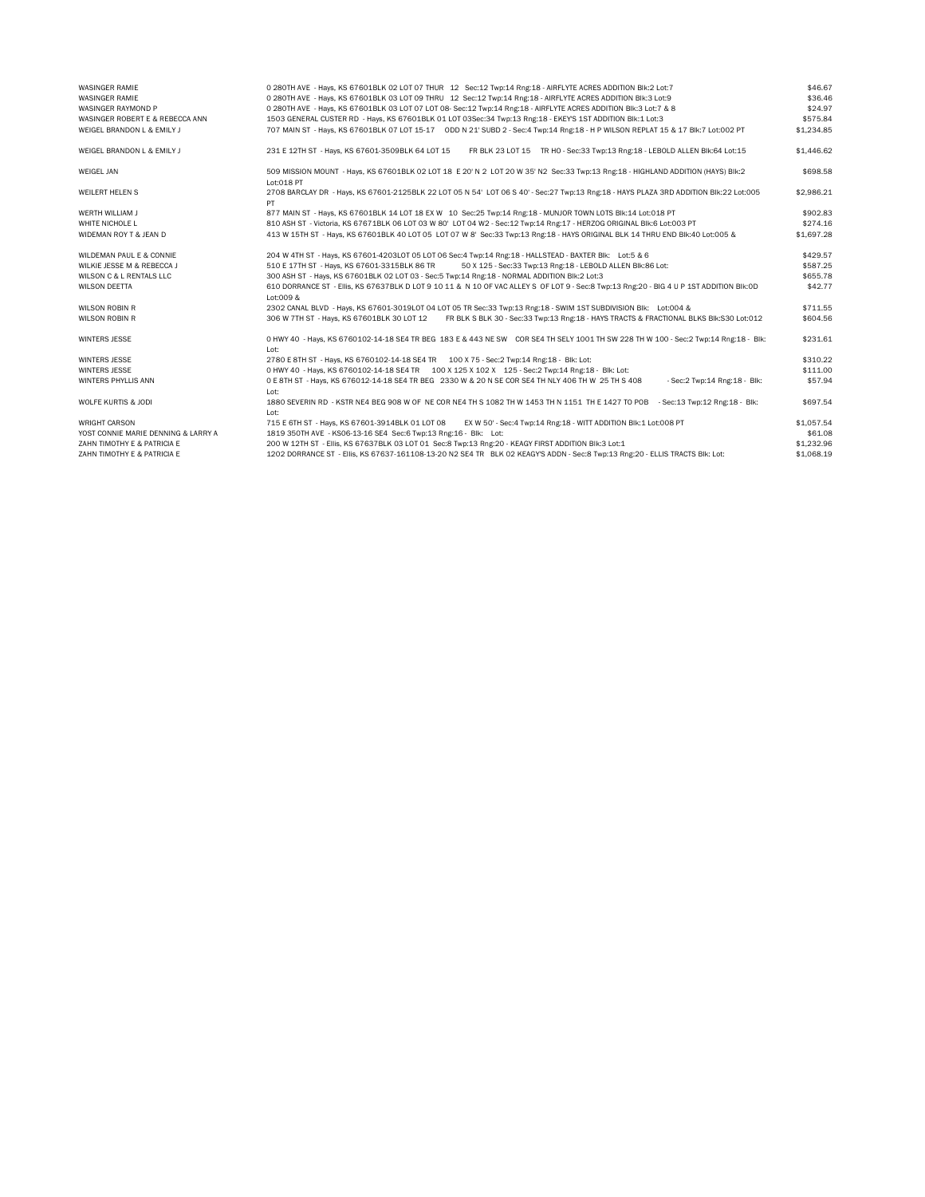| | | |
|---|---|---|
| WASINGER RAMIE | 0 280TH AVE - Hays, KS 67601BLK 02 LOT 07 THUR 12 Sec:12 Twp:14 Rng:18 - AIRFLYTE ACRES ADDITION Blk:2 Lot:7 | $46.67 |
| WASINGER RAMIE | 0 280TH AVE - Hays, KS 67601BLK 03 LOT 09 THRU 12 Sec:12 Twp:14 Rng:18 - AIRFLYTE ACRES ADDITION Blk:3 Lot:9 | $36.46 |
| WASINGER RAYMOND P | 0 280TH AVE - Hays, KS 67601BLK 03 LOT 07 LOT 08- Sec:12 Twp:14 Rng:18 - AIRFLYTE ACRES ADDITION Blk:3 Lot:7 & 8 | $24.97 |
| WASINGER ROBERT E & REBECCA ANN | 1503 GENERAL CUSTER RD - Hays, KS 67601BLK 01 LOT 03Sec:34 Twp:13 Rng:18 - EKEY'S 1ST ADDITION Blk:1 Lot:3 | $575.84 |
| WEIGEL BRANDON L & EMILY J | 707 MAIN ST - Hays, KS 67601BLK 07 LOT 15-17 ODD N 21' SUBD 2 - Sec:4 Twp:14 Rng:18 - H P WILSON REPLAT 15 & 17 Blk:7 Lot:002 PT | $1,234.85 |
| WEIGEL BRANDON L & EMILY J | 231 E 12TH ST - Hays, KS 67601-3509BLK 64 LOT 15 FR BLK 23 LOT 15 TR HO - Sec:33 Twp:13 Rng:18 - LEBOLD ALLEN Blk:64 Lot:15 | $1,446.62 |
| WEIGEL JAN | 509 MISSION MOUNT - Hays, KS 67601BLK 02 LOT 18 E 20' N 2 LOT 20 W 35' N2 Sec:33 Twp:13 Rng:18 - HIGHLAND ADDITION (HAYS) Blk:2 Lot:018 PT | $698.58 |
| WEILERT HELEN S | 2708 BARCLAY DR - Hays, KS 67601-2125BLK 22 LOT 05 N 54' LOT 06 S 40' - Sec:27 Twp:13 Rng:18 - HAYS PLAZA 3RD ADDITION Blk:22 Lot:005 PT | $2,986.21 |
| WERTH WILLIAM J | 877 MAIN ST - Hays, KS 67601BLK 14 LOT 18 EX W 10 Sec:25 Twp:14 Rng:18 - MUNJOR TOWN LOTS Blk:14 Lot:018 PT | $902.83 |
| WHITE NICHOLE L | 810 ASH ST - Victoria, KS 67671BLK 06 LOT 03 W 80' LOT 04 W2 - Sec:12 Twp:14 Rng:17 - HERZOG ORIGINAL Blk:6 Lot:003 PT | $274.16 |
| WIDEMAN ROY T & JEAN D | 413 W 15TH ST - Hays, KS 67601BLK 40 LOT 05 LOT 07 W 8' Sec:33 Twp:13 Rng:18 - HAYS ORIGINAL BLK 14 THRU END Blk:40 Lot:005 & | $1,697.28 |
| WILDEMAN PAUL E & CONNIE | 204 W 4TH ST - Hays, KS 67601-4203LOT 05 LOT 06 Sec:4 Twp:14 Rng:18 - HALLSTEAD - BAXTER Blk: Lot:5 & 6 | $429.57 |
| WILKIE JESSE M & REBECCA J | 510 E 17TH ST - Hays, KS 67601-3315BLK 86 TR 50 X 125 - Sec:33 Twp:13 Rng:18 - LEBOLD ALLEN Blk:86 Lot: | $587.25 |
| WILSON C & L RENTALS LLC | 300 ASH ST - Hays, KS 67601BLK 02 LOT 03 - Sec:5 Twp:14 Rng:18 - NORMAL ADDITION Blk:2 Lot:3 | $655.78 |
| WILSON DEETTA | 610 DORRANCE ST - Ellis, KS 67637BLK D LOT 9 10 11 & N 10 OF VAC ALLEY S OF LOT 9 - Sec:8 Twp:13 Rng:20 - BIG 4 U P 1ST ADDITION Blk:0D Lot:009 & | $42.77 |
| WILSON ROBIN R | 2302 CANAL BLVD - Hays, KS 67601-3019LOT 04 LOT 05 TR Sec:33 Twp:13 Rng:18 - SWIM 1ST SUBDIVISION Blk: Lot:004 & | $711.55 |
| WILSON ROBIN R | 306 W 7TH ST - Hays, KS 67601BLK 30 LOT 12 FR BLK S BLK 30 - Sec:33 Twp:13 Rng:18 - HAYS TRACTS & FRACTIONAL BLKS Blk:S30 Lot:012 | $604.56 |
| WINTERS JESSE | 0 HWY 40 - Hays, KS 6760102-14-18 SE4 TR BEG 183 E & 443 NE SW COR SE4 TH SELY 1001 TH SW 228 TH W 100 - Sec:2 Twp:14 Rng:18 - Blk: Lot: | $231.61 |
| WINTERS JESSE | 2780 E 8TH ST - Hays, KS 6760102-14-18 SE4 TR 100 X 75 - Sec:2 Twp:14 Rng:18 - Blk: Lot: | $310.22 |
| WINTERS JESSE | 0 HWY 40 - Hays, KS 6760102-14-18 SE4 TR 100 X 125 X 102 X 125 - Sec:2 Twp:14 Rng:18 - Blk: Lot: | $111.00 |
| WINTERS PHYLLIS ANN | 0 E 8TH ST - Hays, KS 676012-14-18 SE4 TR BEG 2330 W & 20 N SE COR SE4 TH NLY 406 TH W 25 TH S 408 - Sec:2 Twp:14 Rng:18 - Blk: Lot: | $57.94 |
| WOLFE KURTIS & JODI | 1880 SEVERIN RD - KSTR NE4 BEG 908 W OF NE COR NE4 TH S 1082 TH W 1453 TH N 1151 TH E 1427 TO POB - Sec:13 Twp:12 Rng:18 - Blk: Lot: | $697.54 |
| WRIGHT CARSON | 715 E 6TH ST - Hays, KS 67601-3914BLK 01 LOT 08 EX W 50' - Sec:4 Twp:14 Rng:18 - WITT ADDITION Blk:1 Lot:008 PT | $1,057.54 |
| YOST CONNIE MARIE DENNING & LARRY A | 1819 350TH AVE - KS06-13-16 SE4 Sec:6 Twp:13 Rng:16 - Blk: Lot: | $61.08 |
| ZAHN TIMOTHY E & PATRICIA E | 200 W 12TH ST - Ellis, KS 67637BLK 03 LOT 01 Sec:8 Twp:13 Rng:20 - KEAGY FIRST ADDITION Blk:3 Lot:1 | $1,232.96 |
| ZAHN TIMOTHY E & PATRICIA E | 1202 DORRANCE ST - Ellis, KS 67637-161108-13-20 N2 SE4 TR BLK 02 KEAGY'S ADDN - Sec:8 Twp:13 Rng:20 - ELLIS TRACTS Blk: Lot: | $1,068.19 |